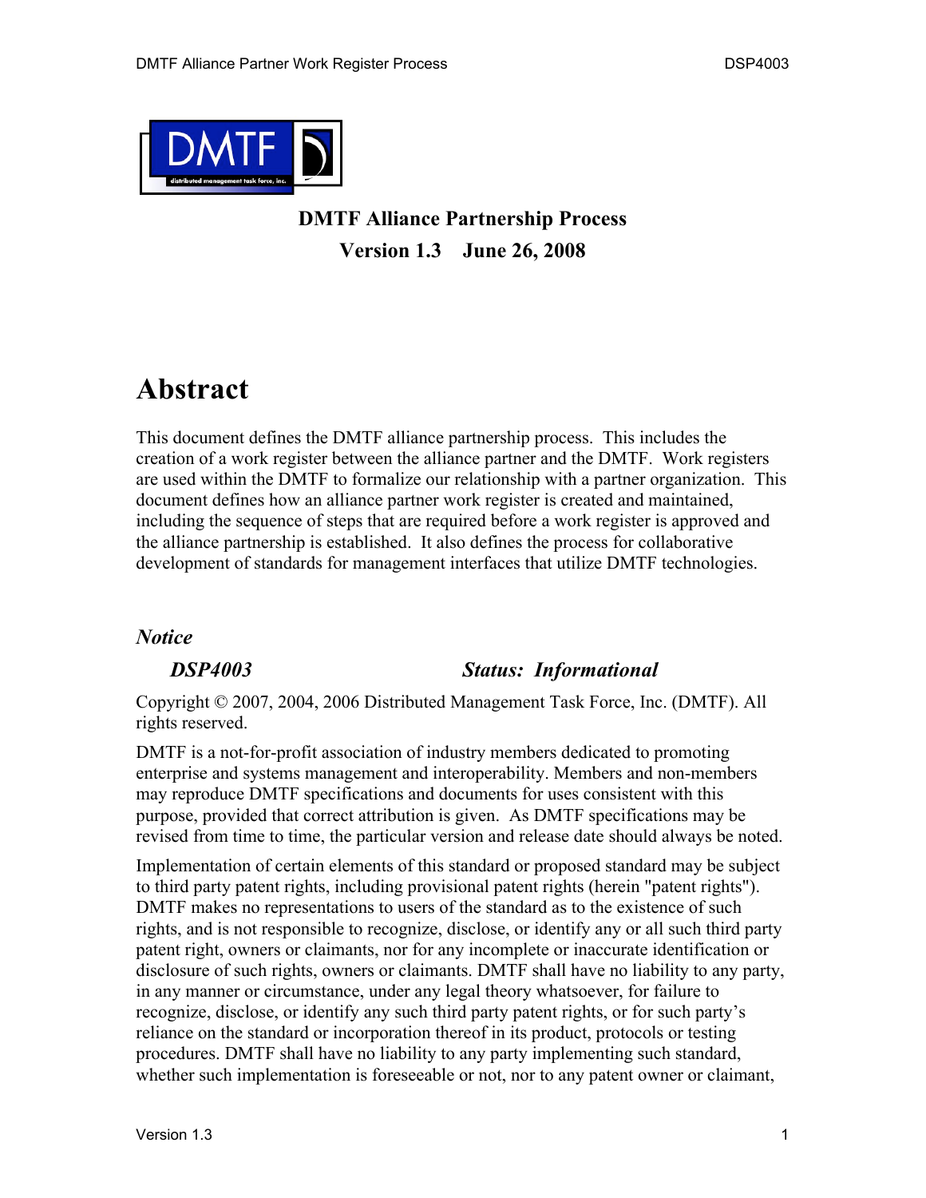**DMTF Alliance Partnership Process**

**Version 1.3 June 26, 2008**

# Abstract

This document defines the DMTF alliance partnership process. This includes the creation of a work register between the alliance partner and the DMTF. Work registers are used within the DMTF to formalize our relationship with a partner organization. This document defines how an alliance partner work register is created and maintained, including the sequence of steps that are required before a work register is approved and the alliance partnership is established. It also defines the process for collaborative development of standards for management interfaces that utilize DMTF technologies.

### *Notice*

***DSP4003*** ***Status: Informational***

Copyright © 2007, 2004, 2006 Distributed Management Task Force, Inc. (DMTF). All rights reserved.

DMTF is a not-for-profit association of industry members dedicated to promoting enterprise and systems management and interoperability. Members and non-members may reproduce DMTF specifications and documents for uses consistent with this purpose, provided that correct attribution is given. As DMTF specifications may be revised from time to time, the particular version and release date should always be noted.

Implementation of certain elements of this standard or proposed standard may be subject to third party patent rights, including provisional patent rights (herein "patent rights"). DMTF makes no representations to users of the standard as to the existence of such rights, and is not responsible to recognize, disclose, or identify any or all such third party patent right, owners or claimants, nor for any incomplete or inaccurate identification or disclosure of such rights, owners or claimants. DMTF shall have no liability to any party, in any manner or circumstance, under any legal theory whatsoever, for failure to recognize, disclose, or identify any such third party patent rights, or for such party's reliance on the standard or incorporation thereof in its product, protocols or testing procedures. DMTF shall have no liability to any party implementing such standard, whether such implementation is foreseeable or not, nor to any patent owner or claimant,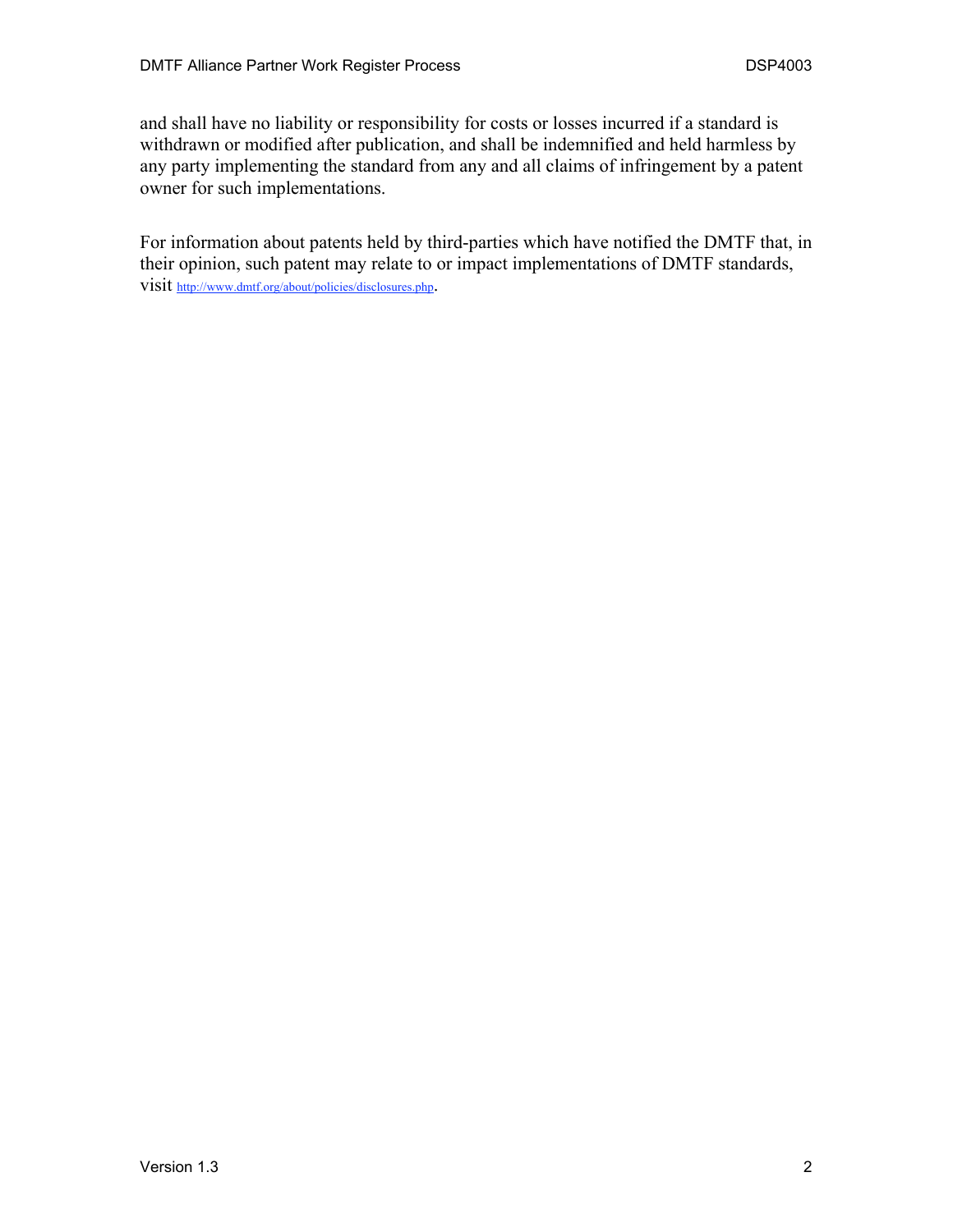and shall have no liability or responsibility for costs or losses incurred if a standard is withdrawn or modified after publication, and shall be indemnified and held harmless by any party implementing the standard from any and all claims of infringement by a patent owner for such implementations.

For information about patents held by third-parties which have notified the DMTF that, in their opinion, such patent may relate to or impact implementations of DMTF standards, visit http://www.dmtf.org/about/policies/disclosures.php.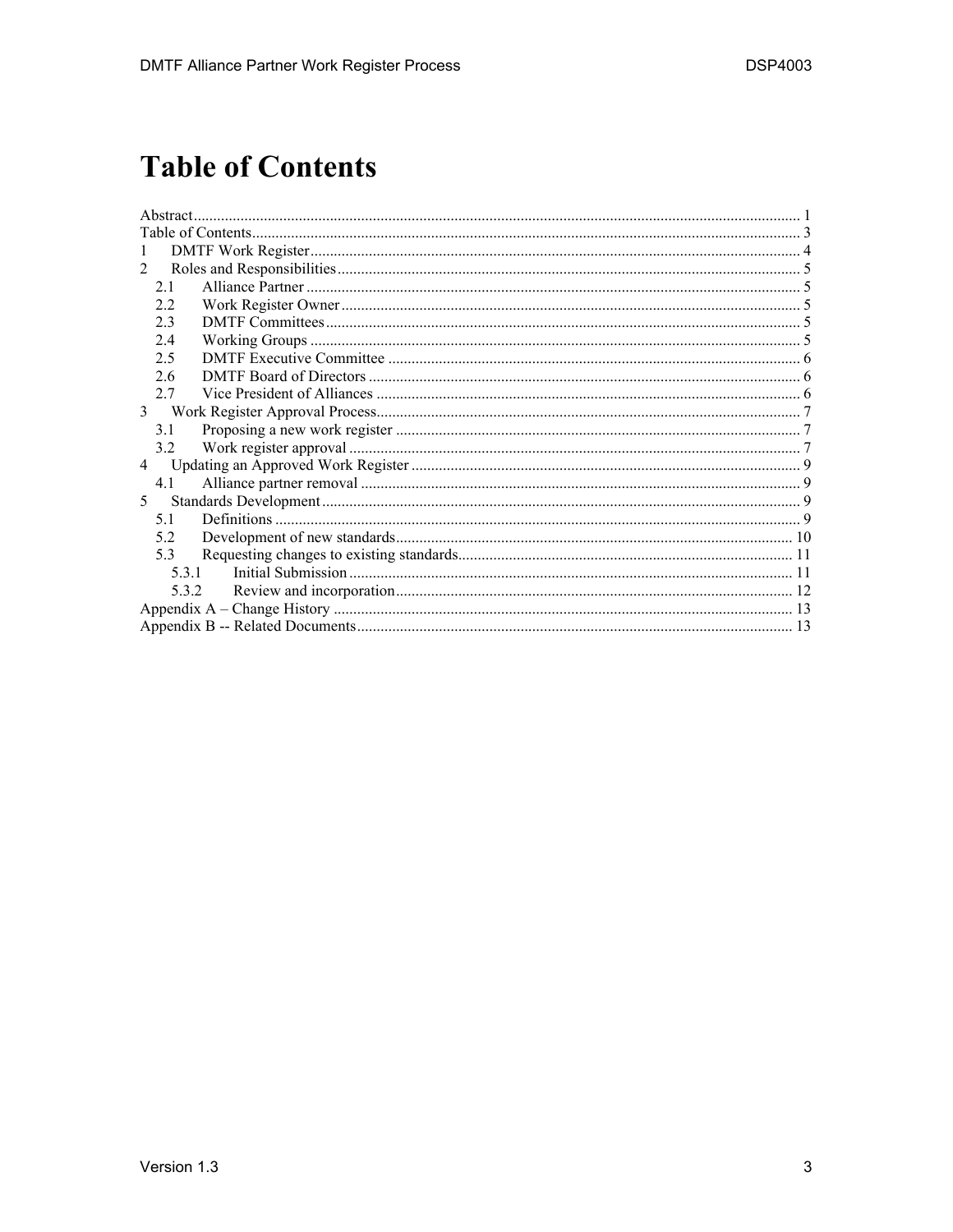# Table of Contents

Abstract ........................................................................................................................................................ 1
Table of Contents........................................................................................................................................ 3
1 DMTF Work Register ............................................................................................................................ 4
2 Roles and Responsibilities ..................................................................................................................... 5
  2.1 Alliance Partner ............................................................................................................................. 5
  2.2 Work Register Owner ..................................................................................................................... 5
  2.3 DMTF Committees ......................................................................................................................... 5
  2.4 Working Groups ............................................................................................................................. 5
  2.5 DMTF Executive Committee .......................................................................................................... 6
  2.6 DMTF Board of Directors ............................................................................................................... 6
  2.7 Vice President of Alliances ............................................................................................................ 6
3 Work Register Approval Process............................................................................................................ 7
  3.1 Proposing a new work register ....................................................................................................... 7
  3.2 Work register approval ................................................................................................................... 7
4 Updating an Approved Work Register ................................................................................................... 9
  4.1 Alliance partner removal ................................................................................................................ 9
5 Standards Development .......................................................................................................................... 9
  5.1 Definitions ...................................................................................................................................... 9
  5.2 Development of new standards..................................................................................................... 10
  5.3 Requesting changes to existing standards..................................................................................... 11
    5.3.1 Initial Submission ................................................................................................................. 11
    5.3.2 Review and incorporation..................................................................................................... 12
Appendix A – Change History ................................................................................................................... 13
Appendix B -- Related Documents............................................................................................................. 13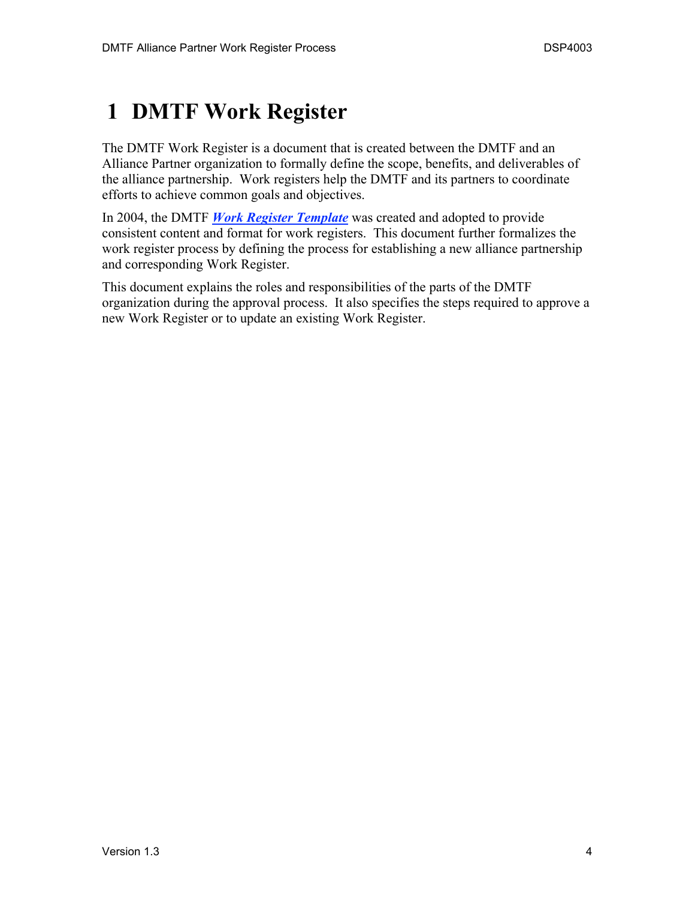# 1 DMTF Work Register

The DMTF Work Register is a document that is created between the DMTF and an Alliance Partner organization to formally define the scope, benefits, and deliverables of the alliance partnership. Work registers help the DMTF and its partners to coordinate efforts to achieve common goals and objectives.

In 2004, the DMTF ***Work Register Template*** was created and adopted to provide consistent content and format for work registers. This document further formalizes the work register process by defining the process for establishing a new alliance partnership and corresponding Work Register.

This document explains the roles and responsibilities of the parts of the DMTF organization during the approval process. It also specifies the steps required to approve a new Work Register or to update an existing Work Register.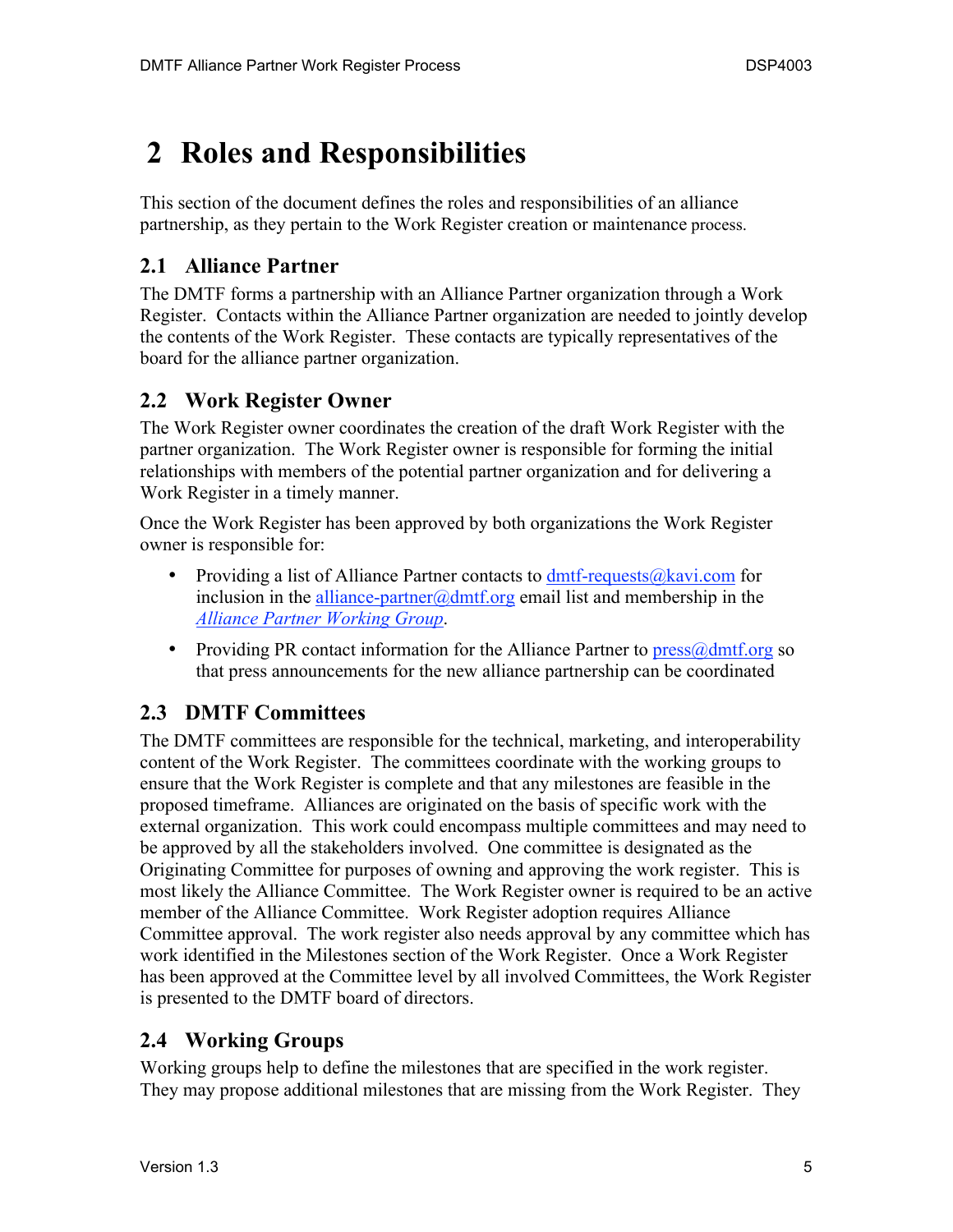# 2 Roles and Responsibilities

This section of the document defines the roles and responsibilities of an alliance partnership, as they pertain to the Work Register creation or maintenance process.

## 2.1 Alliance Partner

The DMTF forms a partnership with an Alliance Partner organization through a Work Register. Contacts within the Alliance Partner organization are needed to jointly develop the contents of the Work Register. These contacts are typically representatives of the board for the alliance partner organization.

## 2.2 Work Register Owner

The Work Register owner coordinates the creation of the draft Work Register with the partner organization. The Work Register owner is responsible for forming the initial relationships with members of the potential partner organization and for delivering a Work Register in a timely manner.

Once the Work Register has been approved by both organizations the Work Register owner is responsible for:

- Providing a list of Alliance Partner contacts to dmtf-requests@kavi.com for inclusion in the alliance-partner@dmtf.org email list and membership in the *Alliance Partner Working Group*.
- Providing PR contact information for the Alliance Partner to press@dmtf.org so that press announcements for the new alliance partnership can be coordinated

## 2.3 DMTF Committees

The DMTF committees are responsible for the technical, marketing, and interoperability content of the Work Register. The committees coordinate with the working groups to ensure that the Work Register is complete and that any milestones are feasible in the proposed timeframe. Alliances are originated on the basis of specific work with the external organization. This work could encompass multiple committees and may need to be approved by all the stakeholders involved. One committee is designated as the Originating Committee for purposes of owning and approving the work register. This is most likely the Alliance Committee. The Work Register owner is required to be an active member of the Alliance Committee. Work Register adoption requires Alliance Committee approval. The work register also needs approval by any committee which has work identified in the Milestones section of the Work Register. Once a Work Register has been approved at the Committee level by all involved Committees, the Work Register is presented to the DMTF board of directors.

## 2.4 Working Groups

Working groups help to define the milestones that are specified in the work register. They may propose additional milestones that are missing from the Work Register. They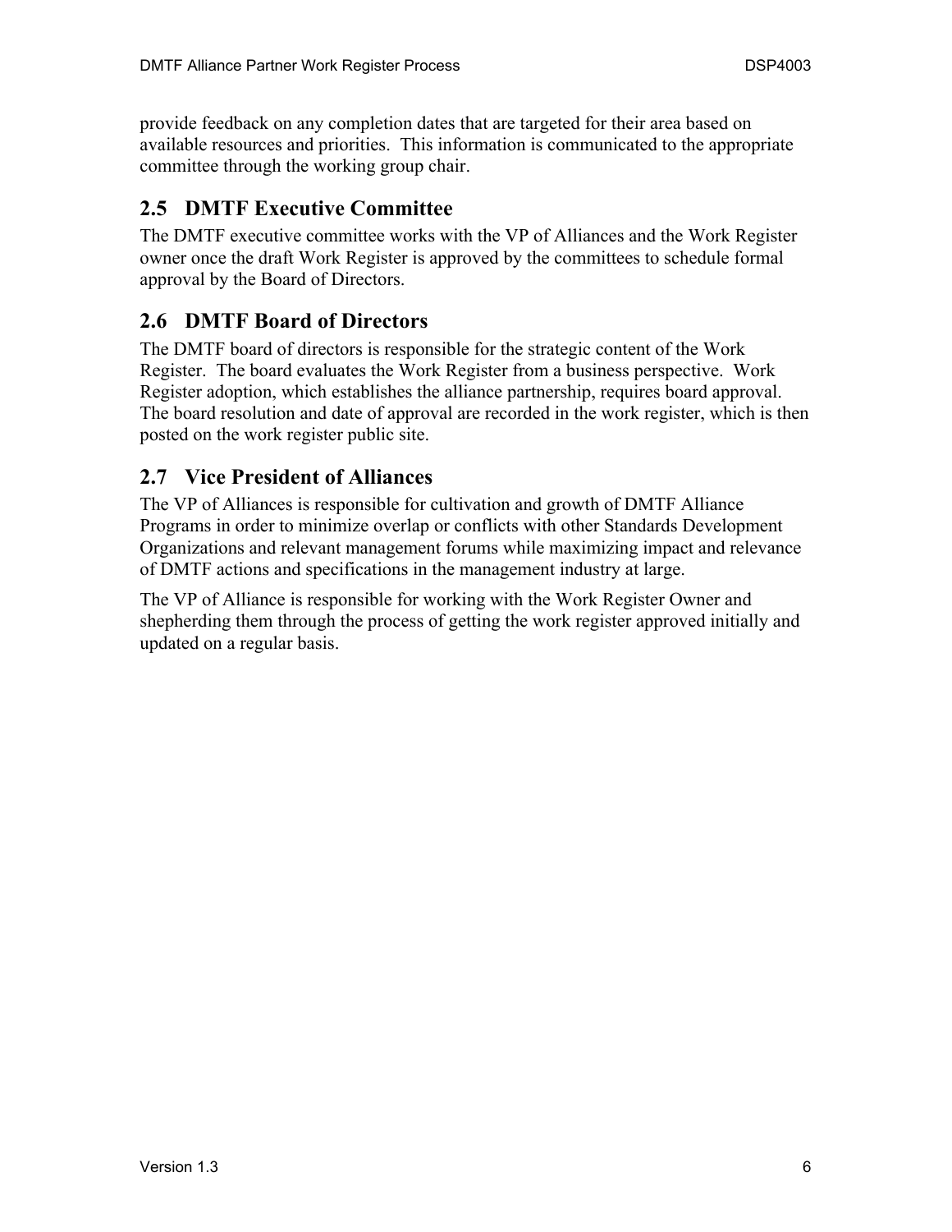provide feedback on any completion dates that are targeted for their area based on available resources and priorities. This information is communicated to the appropriate committee through the working group chair.

## 2.5 DMTF Executive Committee

The DMTF executive committee works with the VP of Alliances and the Work Register owner once the draft Work Register is approved by the committees to schedule formal approval by the Board of Directors.

## 2.6 DMTF Board of Directors

The DMTF board of directors is responsible for the strategic content of the Work Register. The board evaluates the Work Register from a business perspective. Work Register adoption, which establishes the alliance partnership, requires board approval. The board resolution and date of approval are recorded in the work register, which is then posted on the work register public site.

## 2.7 Vice President of Alliances

The VP of Alliances is responsible for cultivation and growth of DMTF Alliance Programs in order to minimize overlap or conflicts with other Standards Development Organizations and relevant management forums while maximizing impact and relevance of DMTF actions and specifications in the management industry at large.

The VP of Alliance is responsible for working with the Work Register Owner and shepherding them through the process of getting the work register approved initially and updated on a regular basis.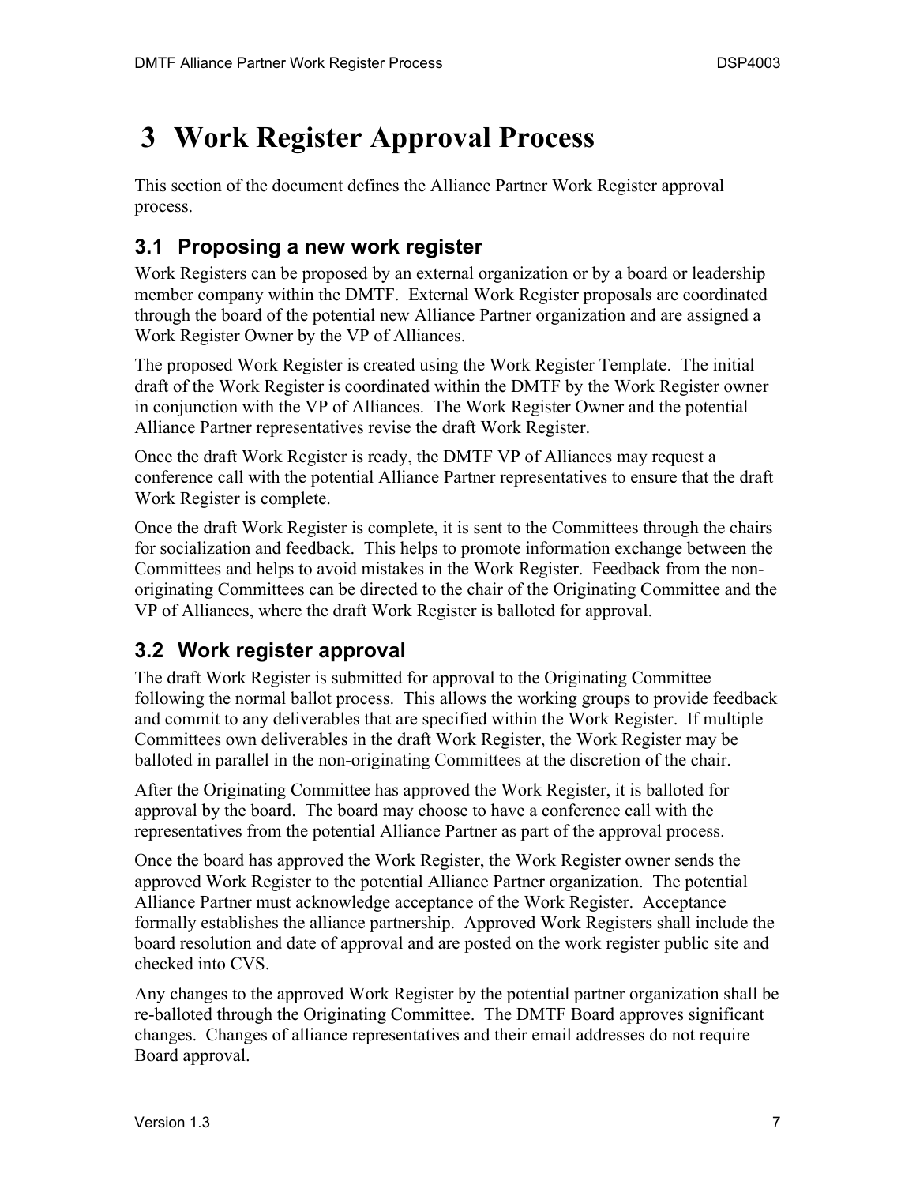# 3 Work Register Approval Process

This section of the document defines the Alliance Partner Work Register approval process.

## 3.1 Proposing a new work register

Work Registers can be proposed by an external organization or by a board or leadership member company within the DMTF. External Work Register proposals are coordinated through the board of the potential new Alliance Partner organization and are assigned a Work Register Owner by the VP of Alliances.

The proposed Work Register is created using the Work Register Template. The initial draft of the Work Register is coordinated within the DMTF by the Work Register owner in conjunction with the VP of Alliances. The Work Register Owner and the potential Alliance Partner representatives revise the draft Work Register.

Once the draft Work Register is ready, the DMTF VP of Alliances may request a conference call with the potential Alliance Partner representatives to ensure that the draft Work Register is complete.

Once the draft Work Register is complete, it is sent to the Committees through the chairs for socialization and feedback. This helps to promote information exchange between the Committees and helps to avoid mistakes in the Work Register. Feedback from the non-originating Committees can be directed to the chair of the Originating Committee and the VP of Alliances, where the draft Work Register is balloted for approval.

## 3.2 Work register approval

The draft Work Register is submitted for approval to the Originating Committee following the normal ballot process. This allows the working groups to provide feedback and commit to any deliverables that are specified within the Work Register. If multiple Committees own deliverables in the draft Work Register, the Work Register may be balloted in parallel in the non-originating Committees at the discretion of the chair.

After the Originating Committee has approved the Work Register, it is balloted for approval by the board. The board may choose to have a conference call with the representatives from the potential Alliance Partner as part of the approval process.

Once the board has approved the Work Register, the Work Register owner sends the approved Work Register to the potential Alliance Partner organization. The potential Alliance Partner must acknowledge acceptance of the Work Register. Acceptance formally establishes the alliance partnership. Approved Work Registers shall include the board resolution and date of approval and are posted on the work register public site and checked into CVS.

Any changes to the approved Work Register by the potential partner organization shall be re-balloted through the Originating Committee. The DMTF Board approves significant changes. Changes of alliance representatives and their email addresses do not require Board approval.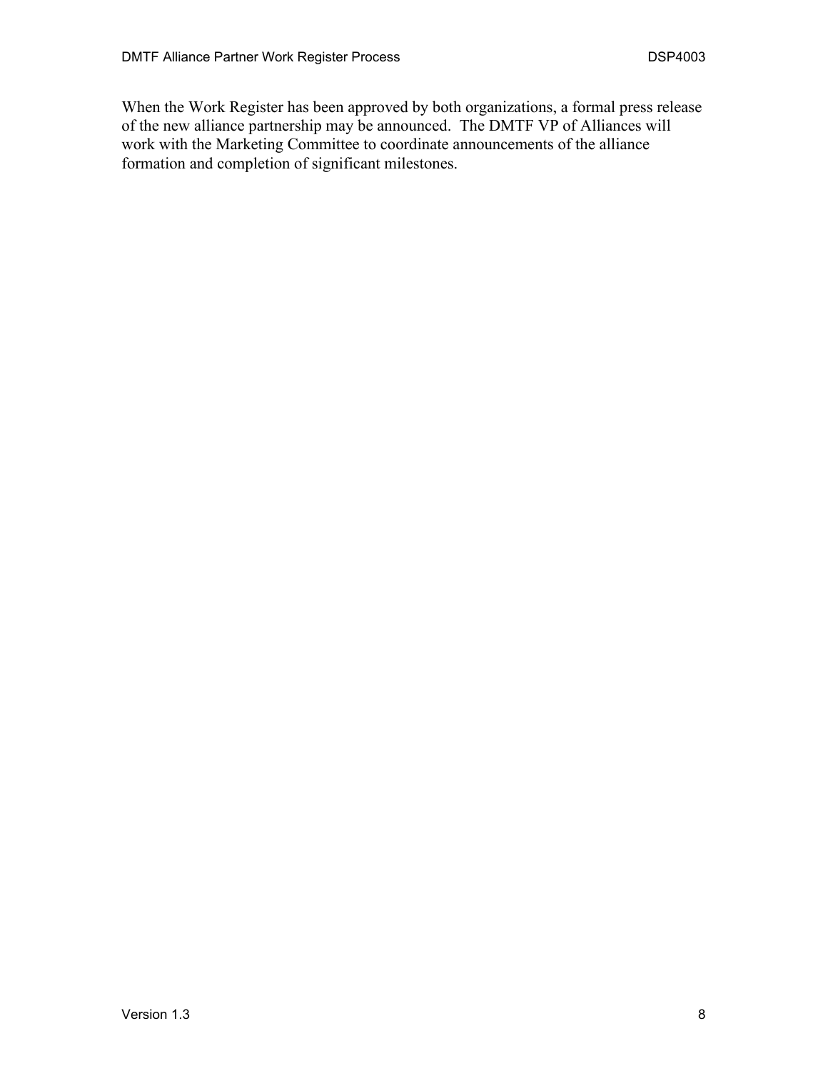When the Work Register has been approved by both organizations, a formal press release of the new alliance partnership may be announced. The DMTF VP of Alliances will work with the Marketing Committee to coordinate announcements of the alliance formation and completion of significant milestones.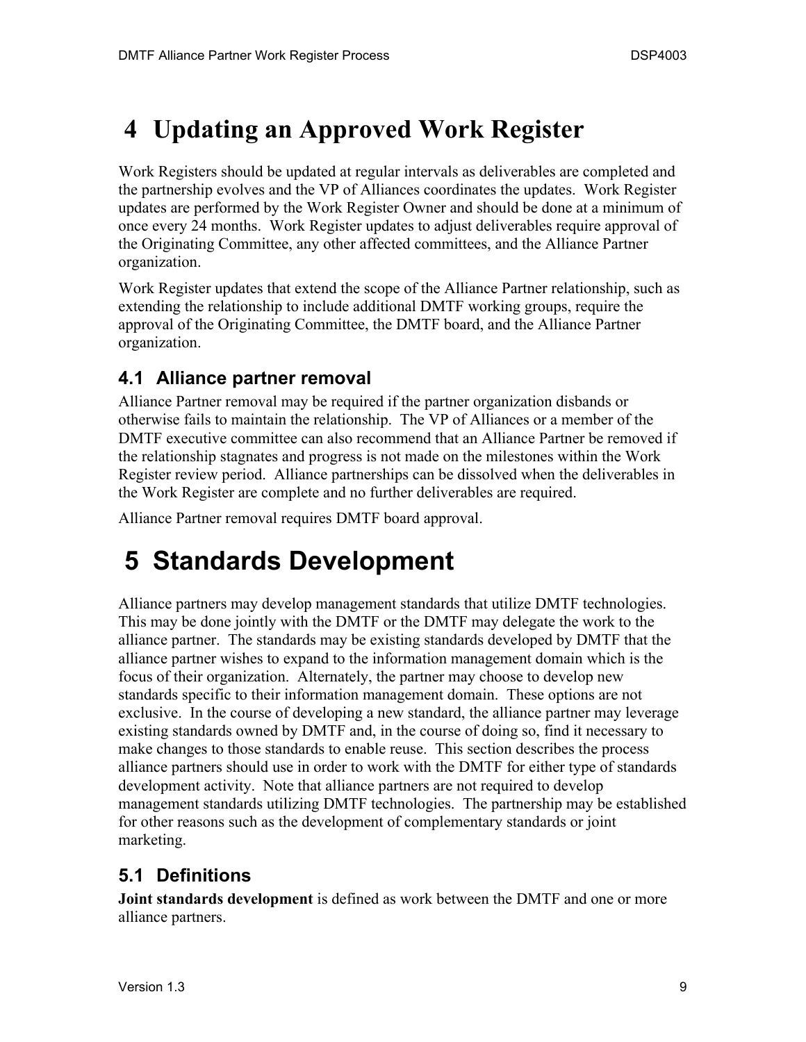# 4 Updating an Approved Work Register

Work Registers should be updated at regular intervals as deliverables are completed and the partnership evolves and the VP of Alliances coordinates the updates. Work Register updates are performed by the Work Register Owner and should be done at a minimum of once every 24 months. Work Register updates to adjust deliverables require approval of the Originating Committee, any other affected committees, and the Alliance Partner organization.

Work Register updates that extend the scope of the Alliance Partner relationship, such as extending the relationship to include additional DMTF working groups, require the approval of the Originating Committee, the DMTF board, and the Alliance Partner organization.

## 4.1 Alliance partner removal

Alliance Partner removal may be required if the partner organization disbands or otherwise fails to maintain the relationship. The VP of Alliances or a member of the DMTF executive committee can also recommend that an Alliance Partner be removed if the relationship stagnates and progress is not made on the milestones within the Work Register review period. Alliance partnerships can be dissolved when the deliverables in the Work Register are complete and no further deliverables are required.

Alliance Partner removal requires DMTF board approval.

# 5 Standards Development

Alliance partners may develop management standards that utilize DMTF technologies. This may be done jointly with the DMTF or the DMTF may delegate the work to the alliance partner. The standards may be existing standards developed by DMTF that the alliance partner wishes to expand to the information management domain which is the focus of their organization. Alternately, the partner may choose to develop new standards specific to their information management domain. These options are not exclusive. In the course of developing a new standard, the alliance partner may leverage existing standards owned by DMTF and, in the course of doing so, find it necessary to make changes to those standards to enable reuse. This section describes the process alliance partners should use in order to work with the DMTF for either type of standards development activity. Note that alliance partners are not required to develop management standards utilizing DMTF technologies. The partnership may be established for other reasons such as the development of complementary standards or joint marketing.

## 5.1 Definitions

**Joint standards development** is defined as work between the DMTF and one or more alliance partners.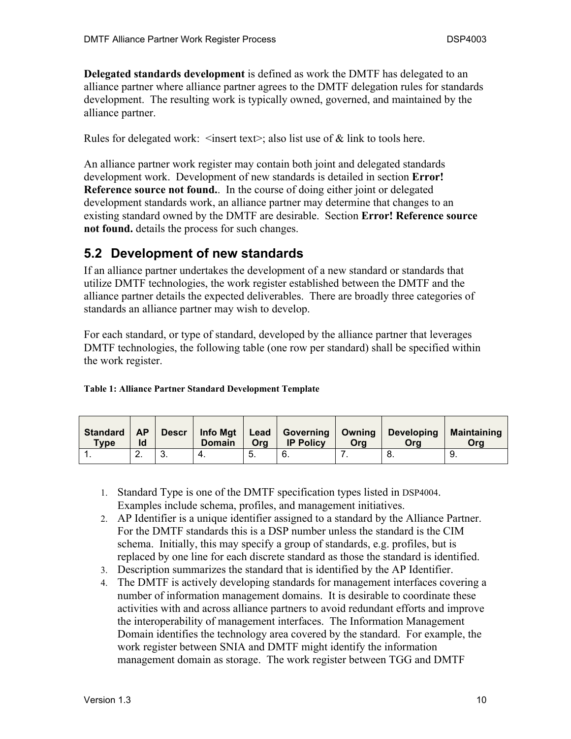**Delegated standards development** is defined as work the DMTF has delegated to an alliance partner where alliance partner agrees to the DMTF delegation rules for standards development. The resulting work is typically owned, governed, and maintained by the alliance partner.

Rules for delegated work: <insert text>; also list use of & link to tools here.

An alliance partner work register may contain both joint and delegated standards development work. Development of new standards is detailed in section **Error! Reference source not found.**. In the course of doing either joint or delegated development standards work, an alliance partner may determine that changes to an existing standard owned by the DMTF are desirable. Section **Error! Reference source not found.** details the process for such changes.

## 5.2 Development of new standards

If an alliance partner undertakes the development of a new standard or standards that utilize DMTF technologies, the work register established between the DMTF and the alliance partner details the expected deliverables. There are broadly three categories of standards an alliance partner may wish to develop.

For each standard, or type of standard, developed by the alliance partner that leverages DMTF technologies, the following table (one row per standard) shall be specified within the work register.

**Table 1: Alliance Partner Standard Development Template**

| Standard Type | AP Id | Descr | Info Mgt Domain | Lead Org | Governing IP Policy | Owning Org | Developing Org | Maintaining Org |
|---|---|---|---|---|---|---|---|---|
| 1. | 2. | 3. | 4. | 5. | 6. | 7. | 8. | 9. |

1. Standard Type is one of the DMTF specification types listed in DSP4004. Examples include schema, profiles, and management initiatives.
2. AP Identifier is a unique identifier assigned to a standard by the Alliance Partner. For the DMTF standards this is a DSP number unless the standard is the CIM schema. Initially, this may specify a group of standards, e.g. profiles, but is replaced by one line for each discrete standard as those the standard is identified.
3. Description summarizes the standard that is identified by the AP Identifier.
4. The DMTF is actively developing standards for management interfaces covering a number of information management domains. It is desirable to coordinate these activities with and across alliance partners to avoid redundant efforts and improve the interoperability of management interfaces. The Information Management Domain identifies the technology area covered by the standard. For example, the work register between SNIA and DMTF might identify the information management domain as storage. The work register between TGG and DMTF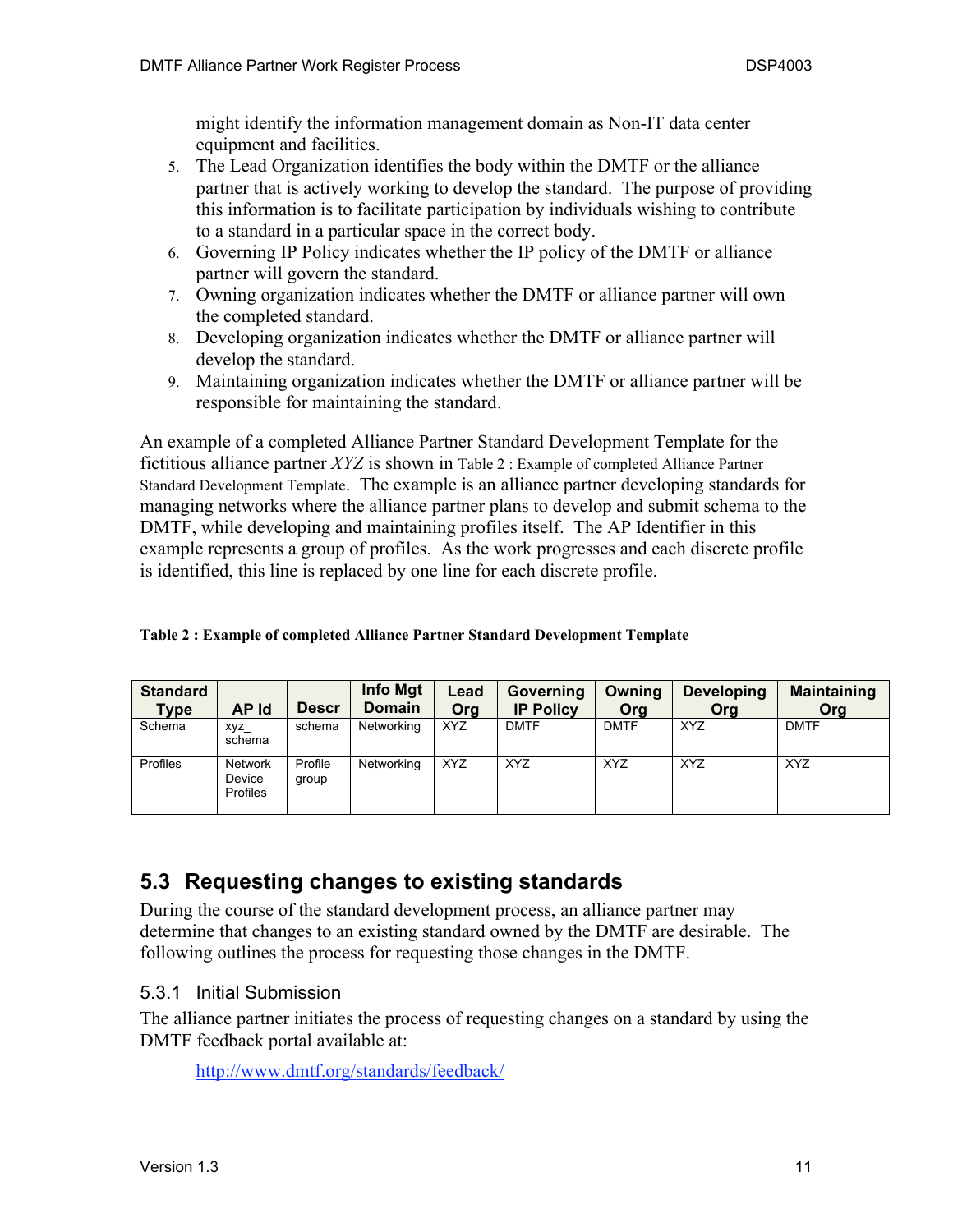might identify the information management domain as Non-IT data center equipment and facilities.

5. The Lead Organization identifies the body within the DMTF or the alliance partner that is actively working to develop the standard. The purpose of providing this information is to facilitate participation by individuals wishing to contribute to a standard in a particular space in the correct body.
6. Governing IP Policy indicates whether the IP policy of the DMTF or alliance partner will govern the standard.
7. Owning organization indicates whether the DMTF or alliance partner will own the completed standard.
8. Developing organization indicates whether the DMTF or alliance partner will develop the standard.
9. Maintaining organization indicates whether the DMTF or alliance partner will be responsible for maintaining the standard.

An example of a completed Alliance Partner Standard Development Template for the fictitious alliance partner *XYZ* is shown in Table 2 : Example of completed Alliance Partner Standard Development Template. The example is an alliance partner developing standards for managing networks where the alliance partner plans to develop and submit schema to the DMTF, while developing and maintaining profiles itself. The AP Identifier in this example represents a group of profiles. As the work progresses and each discrete profile is identified, this line is replaced by one line for each discrete profile.

**Table 2 : Example of completed Alliance Partner Standard Development Template**

| Standard Type | AP Id | Descr | Info Mgt Domain | Lead Org | Governing IP Policy | Owning Org | Developing Org | Maintaining Org |
|---|---|---|---|---|---|---|---|---|
| Schema | xyz_ schema | schema | Networking | XYZ | DMTF | DMTF | XYZ | DMTF |
| Profiles | Network Device Profiles | Profile group | Networking | XYZ | XYZ | XYZ | XYZ | XYZ |

## 5.3 Requesting changes to existing standards

During the course of the standard development process, an alliance partner may determine that changes to an existing standard owned by the DMTF are desirable. The following outlines the process for requesting those changes in the DMTF.

### 5.3.1 Initial Submission

The alliance partner initiates the process of requesting changes on a standard by using the DMTF feedback portal available at:

http://www.dmtf.org/standards/feedback/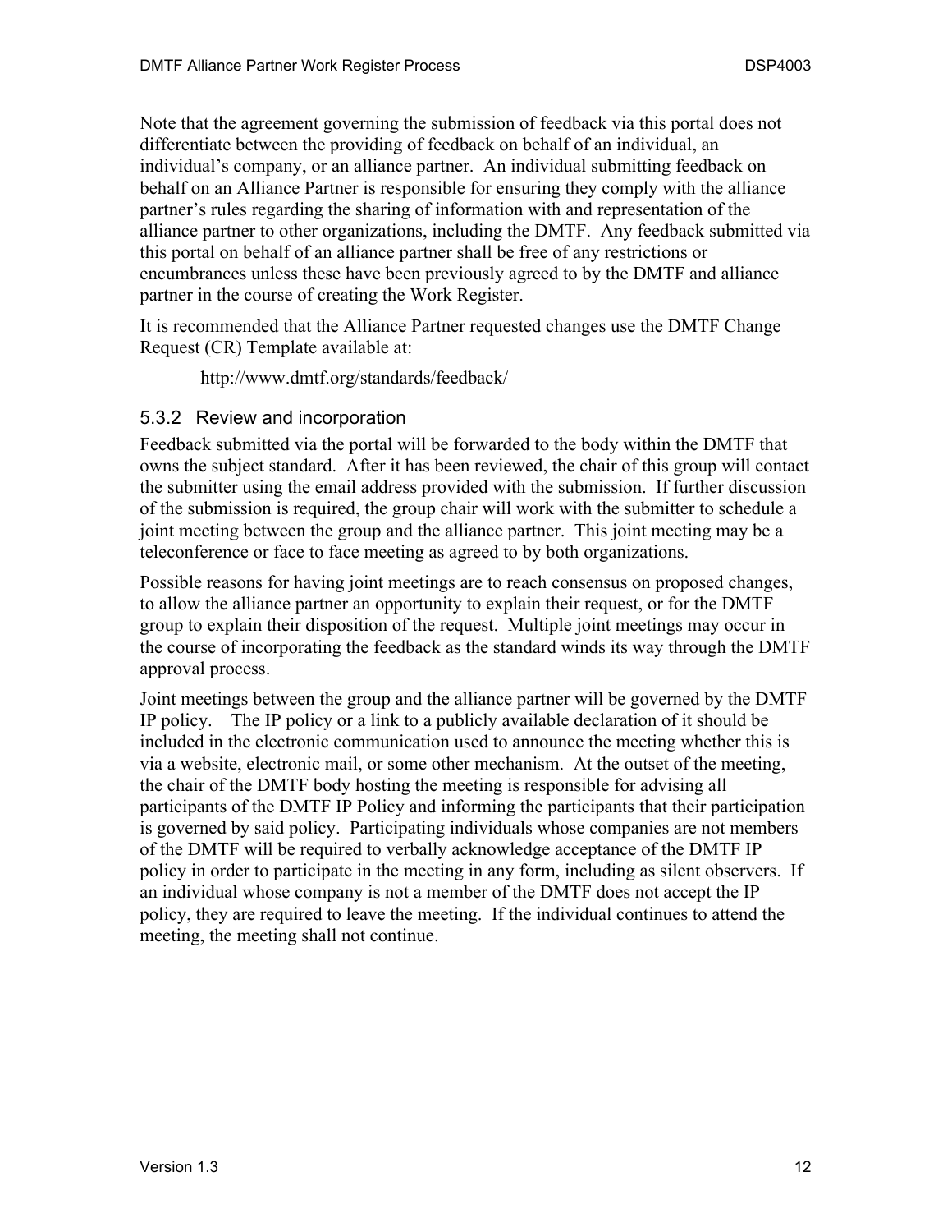Note that the agreement governing the submission of feedback via this portal does not differentiate between the providing of feedback on behalf of an individual, an individual's company, or an alliance partner. An individual submitting feedback on behalf on an Alliance Partner is responsible for ensuring they comply with the alliance partner's rules regarding the sharing of information with and representation of the alliance partner to other organizations, including the DMTF. Any feedback submitted via this portal on behalf of an alliance partner shall be free of any restrictions or encumbrances unless these have been previously agreed to by the DMTF and alliance partner in the course of creating the Work Register.

It is recommended that the Alliance Partner requested changes use the DMTF Change Request (CR) Template available at:

http://www.dmtf.org/standards/feedback/

### 5.3.2 Review and incorporation

Feedback submitted via the portal will be forwarded to the body within the DMTF that owns the subject standard. After it has been reviewed, the chair of this group will contact the submitter using the email address provided with the submission. If further discussion of the submission is required, the group chair will work with the submitter to schedule a joint meeting between the group and the alliance partner. This joint meeting may be a teleconference or face to face meeting as agreed to by both organizations.

Possible reasons for having joint meetings are to reach consensus on proposed changes, to allow the alliance partner an opportunity to explain their request, or for the DMTF group to explain their disposition of the request. Multiple joint meetings may occur in the course of incorporating the feedback as the standard winds its way through the DMTF approval process.

Joint meetings between the group and the alliance partner will be governed by the DMTF IP policy. The IP policy or a link to a publicly available declaration of it should be included in the electronic communication used to announce the meeting whether this is via a website, electronic mail, or some other mechanism. At the outset of the meeting, the chair of the DMTF body hosting the meeting is responsible for advising all participants of the DMTF IP Policy and informing the participants that their participation is governed by said policy. Participating individuals whose companies are not members of the DMTF will be required to verbally acknowledge acceptance of the DMTF IP policy in order to participate in the meeting in any form, including as silent observers. If an individual whose company is not a member of the DMTF does not accept the IP policy, they are required to leave the meeting. If the individual continues to attend the meeting, the meeting shall not continue.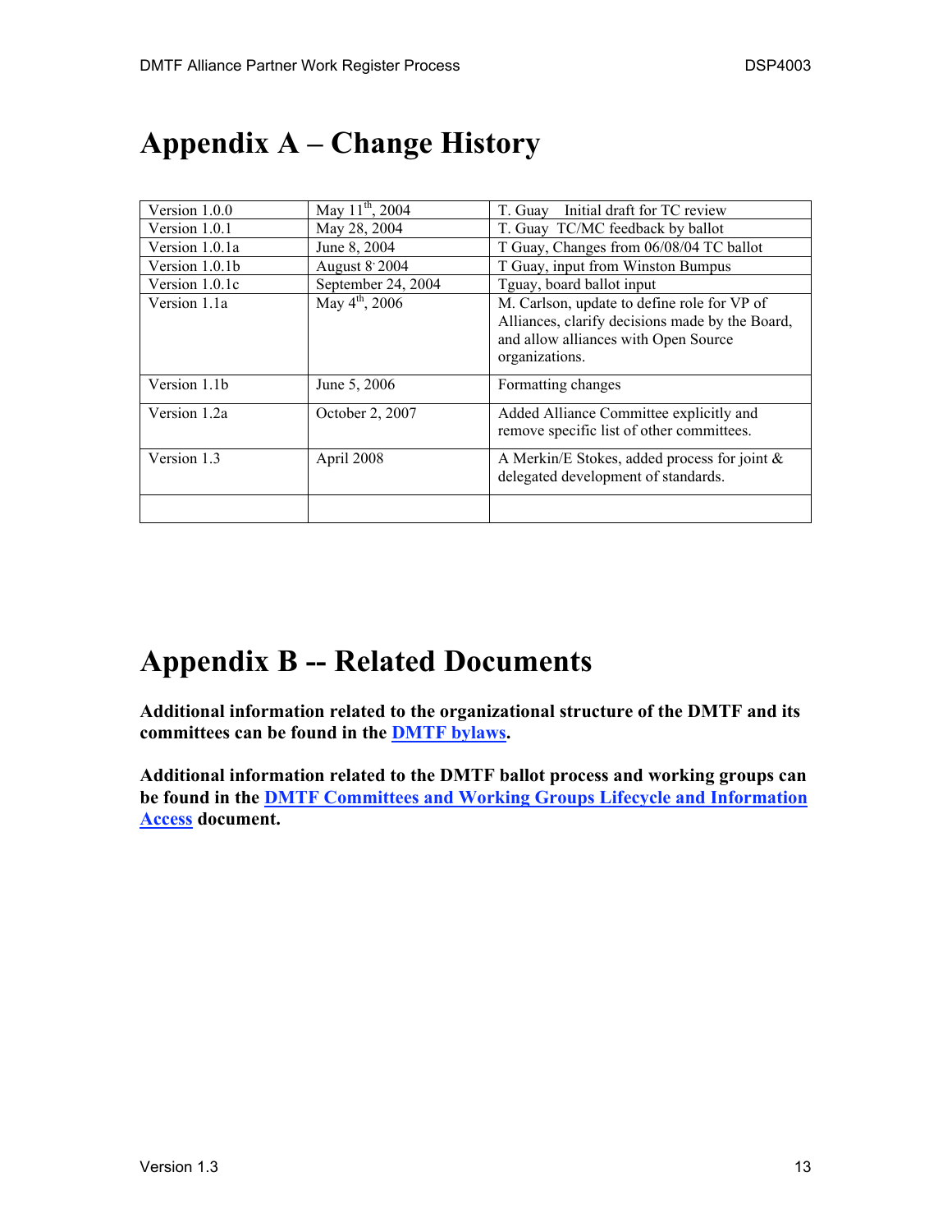# Appendix A – Change History

| | | |
|---|---|---|
| Version 1.0.0 | May 11th, 2004 | T. Guay Initial draft for TC review |
| Version 1.0.1 | May 28, 2004 | T. Guay TC/MC feedback by ballot |
| Version 1.0.1a | June 8, 2004 | T Guay, Changes from 06/08/04 TC ballot |
| Version 1.0.1b | August 8, 2004 | T Guay, input from Winston Bumpus |
| Version 1.0.1c | September 24, 2004 | Tguay, board ballot input |
| Version 1.1a | May 4th, 2006 | M. Carlson, update to define role for VP of Alliances, clarify decisions made by the Board, and allow alliances with Open Source organizations. |
| Version 1.1b | June 5, 2006 | Formatting changes |
| Version 1.2a | October 2, 2007 | Added Alliance Committee explicitly and remove specific list of other committees. |
| Version 1.3 | April 2008 | A Merkin/E Stokes, added process for joint & delegated development of standards. |
| | | |

# Appendix B -- Related Documents

**Additional information related to the organizational structure of the DMTF and its committees can be found in the DMTF bylaws.**

**Additional information related to the DMTF ballot process and working groups can be found in the DMTF Committees and Working Groups Lifecycle and Information Access document.**